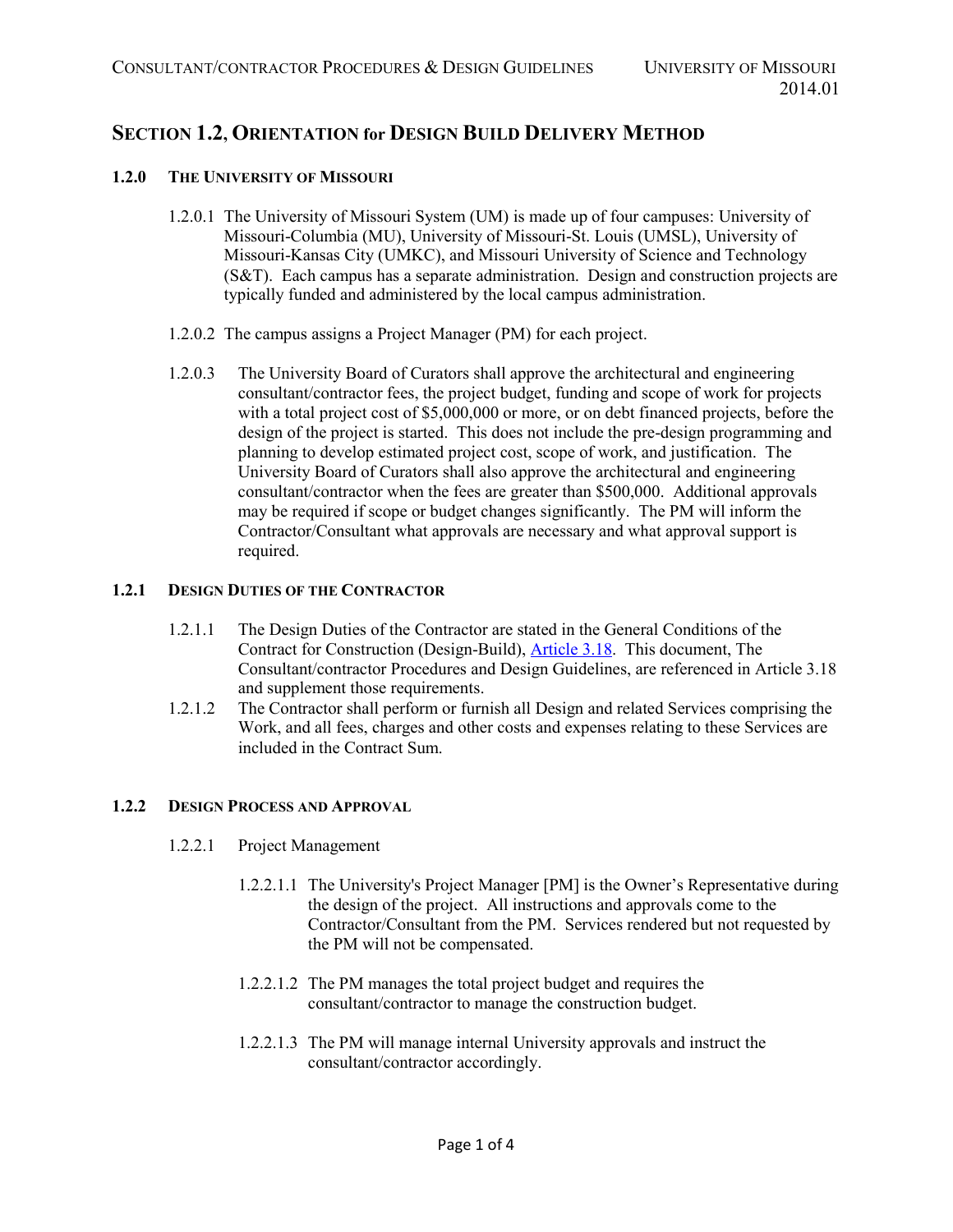# SECTION 1.2, ORIENTATION for DESIGN BUILD DELIVERY METHOD

## 1.2.0 THE UNIVERSITY OF MISSOURI

1.2.0.1 The University of Missouri System (UM) is made up of four campuses: University of Missouri-Columbia (MU), University of Missouri-St. Louis (UMSL), University of Missouri-Kansas City (UMKC), and Missouri University of Science and Technology (S&T). Each campus has a separate administration. Design and construction projects are typically funded and administered by the local campus administration.

1.2.0.2 The campus assigns a Project Manager (PM) for each project.

1.2.0.3 The University Board of Curators shall approve the architectural and engineering consultant/contractor fees, the project budget, funding and scope of work for projects with a total project cost of $5,000,000 or more, or on debt financed projects, before the design of the project is started. This does not include the pre-design programming and planning to develop estimated project cost, scope of work, and justification. The University Board of Curators shall also approve the architectural and engineering consultant/contractor when the fees are greater than $500,000. Additional approvals may be required if scope or budget changes significantly. The PM will inform the Contractor/Consultant what approvals are necessary and what approval support is required.

## 1.2.1 DESIGN DUTIES OF THE CONTRACTOR

1.2.1.1 The Design Duties of the Contractor are stated in the General Conditions of the Contract for Construction (Design-Build), Article 3.18. This document, The Consultant/contractor Procedures and Design Guidelines, are referenced in Article 3.18 and supplement those requirements.

1.2.1.2 The Contractor shall perform or furnish all Design and related Services comprising the Work, and all fees, charges and other costs and expenses relating to these Services are included in the Contract Sum.

## 1.2.2 DESIGN PROCESS AND APPROVAL

1.2.2.1 Project Management

1.2.2.1.1 The University's Project Manager [PM] is the Owner's Representative during the design of the project. All instructions and approvals come to the Contractor/Consultant from the PM. Services rendered but not requested by the PM will not be compensated.

1.2.2.1.2 The PM manages the total project budget and requires the consultant/contractor to manage the construction budget.

1.2.2.1.3 The PM will manage internal University approvals and instruct the consultant/contractor accordingly.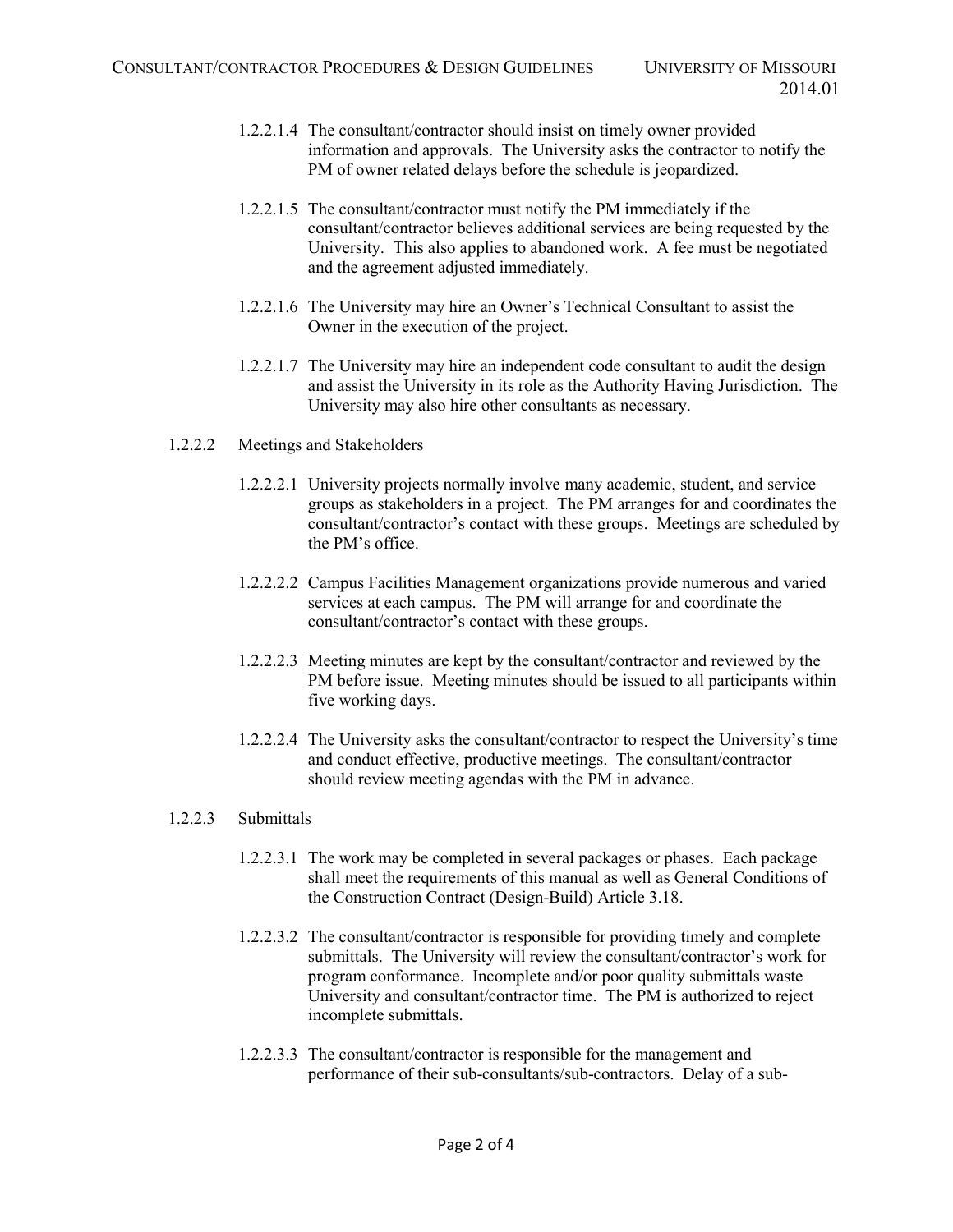1.2.2.1.4 The consultant/contractor should insist on timely owner provided information and approvals. The University asks the contractor to notify the PM of owner related delays before the schedule is jeopardized.

1.2.2.1.5 The consultant/contractor must notify the PM immediately if the consultant/contractor believes additional services are being requested by the University. This also applies to abandoned work. A fee must be negotiated and the agreement adjusted immediately.

1.2.2.1.6 The University may hire an Owner's Technical Consultant to assist the Owner in the execution of the project.

1.2.2.1.7 The University may hire an independent code consultant to audit the design and assist the University in its role as the Authority Having Jurisdiction. The University may also hire other consultants as necessary.

1.2.2.2 Meetings and Stakeholders

1.2.2.2.1 University projects normally involve many academic, student, and service groups as stakeholders in a project. The PM arranges for and coordinates the consultant/contractor's contact with these groups. Meetings are scheduled by the PM's office.

1.2.2.2.2 Campus Facilities Management organizations provide numerous and varied services at each campus. The PM will arrange for and coordinate the consultant/contractor's contact with these groups.

1.2.2.2.3 Meeting minutes are kept by the consultant/contractor and reviewed by the PM before issue. Meeting minutes should be issued to all participants within five working days.

1.2.2.2.4 The University asks the consultant/contractor to respect the University's time and conduct effective, productive meetings. The consultant/contractor should review meeting agendas with the PM in advance.

1.2.2.3 Submittals

1.2.2.3.1 The work may be completed in several packages or phases. Each package shall meet the requirements of this manual as well as General Conditions of the Construction Contract (Design-Build) Article 3.18.

1.2.2.3.2 The consultant/contractor is responsible for providing timely and complete submittals. The University will review the consultant/contractor's work for program conformance. Incomplete and/or poor quality submittals waste University and consultant/contractor time. The PM is authorized to reject incomplete submittals.

1.2.2.3.3 The consultant/contractor is responsible for the management and performance of their sub-consultants/sub-contractors. Delay of a sub-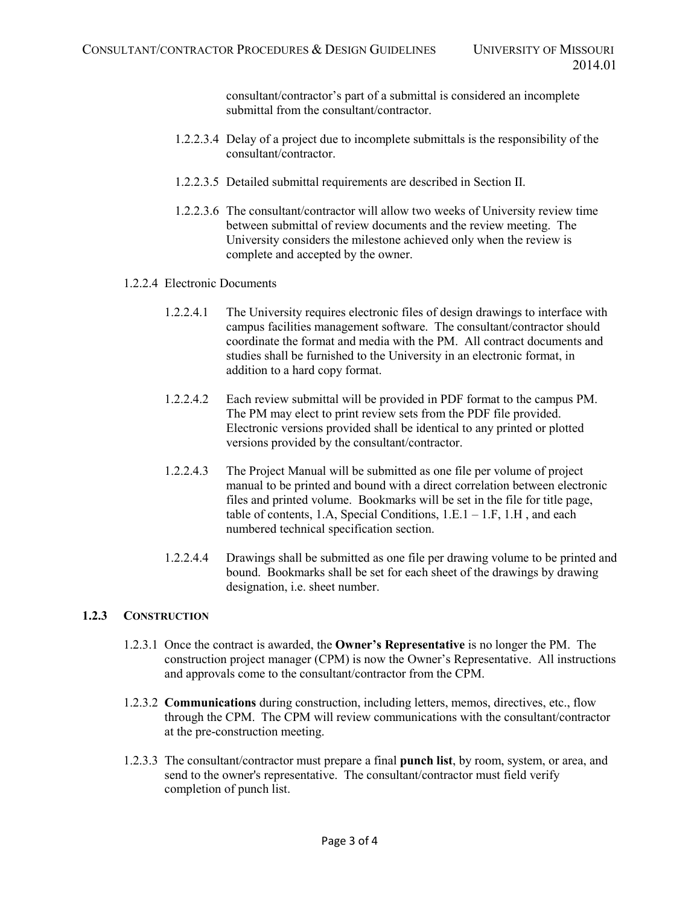consultant/contractor's part of a submittal is considered an incomplete submittal from the consultant/contractor.

1.2.2.3.4 Delay of a project due to incomplete submittals is the responsibility of the consultant/contractor.

1.2.2.3.5 Detailed submittal requirements are described in Section II.

1.2.2.3.6 The consultant/contractor will allow two weeks of University review time between submittal of review documents and the review meeting. The University considers the milestone achieved only when the review is complete and accepted by the owner.

1.2.2.4 Electronic Documents

1.2.2.4.1 The University requires electronic files of design drawings to interface with campus facilities management software. The consultant/contractor should coordinate the format and media with the PM. All contract documents and studies shall be furnished to the University in an electronic format, in addition to a hard copy format.

1.2.2.4.2 Each review submittal will be provided in PDF format to the campus PM. The PM may elect to print review sets from the PDF file provided. Electronic versions provided shall be identical to any printed or plotted versions provided by the consultant/contractor.

1.2.2.4.3 The Project Manual will be submitted as one file per volume of project manual to be printed and bound with a direct correlation between electronic files and printed volume. Bookmarks will be set in the file for title page, table of contents, 1.A, Special Conditions, 1.E.1 – 1.F, 1.H , and each numbered technical specification section.

1.2.2.4.4 Drawings shall be submitted as one file per drawing volume to be printed and bound. Bookmarks shall be set for each sheet of the drawings by drawing designation, i.e. sheet number.

### 1.2.3 CONSTRUCTION

1.2.3.1 Once the contract is awarded, the **Owner's Representative** is no longer the PM. The construction project manager (CPM) is now the Owner's Representative. All instructions and approvals come to the consultant/contractor from the CPM.

1.2.3.2 **Communications** during construction, including letters, memos, directives, etc., flow through the CPM. The CPM will review communications with the consultant/contractor at the pre-construction meeting.

1.2.3.3 The consultant/contractor must prepare a final **punch list**, by room, system, or area, and send to the owner's representative. The consultant/contractor must field verify completion of punch list.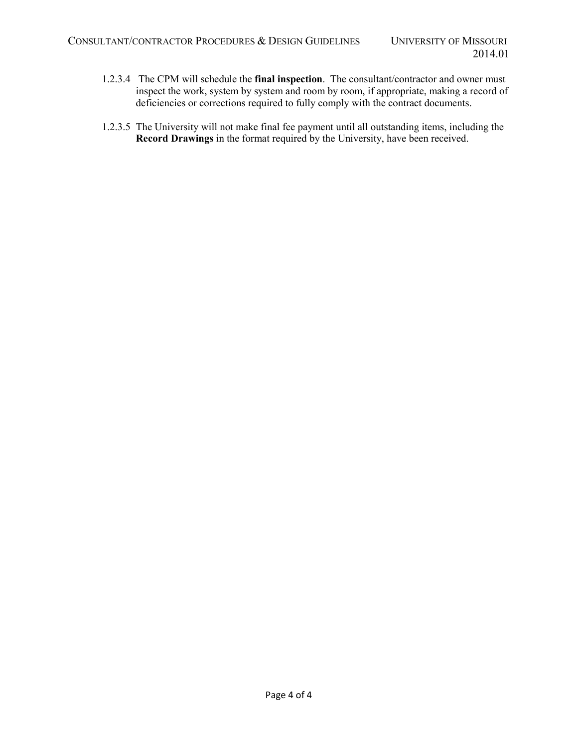1.2.3.4 The CPM will schedule the **final inspection**. The consultant/contractor and owner must inspect the work, system by system and room by room, if appropriate, making a record of deficiencies or corrections required to fully comply with the contract documents.

1.2.3.5 The University will not make final fee payment until all outstanding items, including the **Record Drawings** in the format required by the University, have been received.